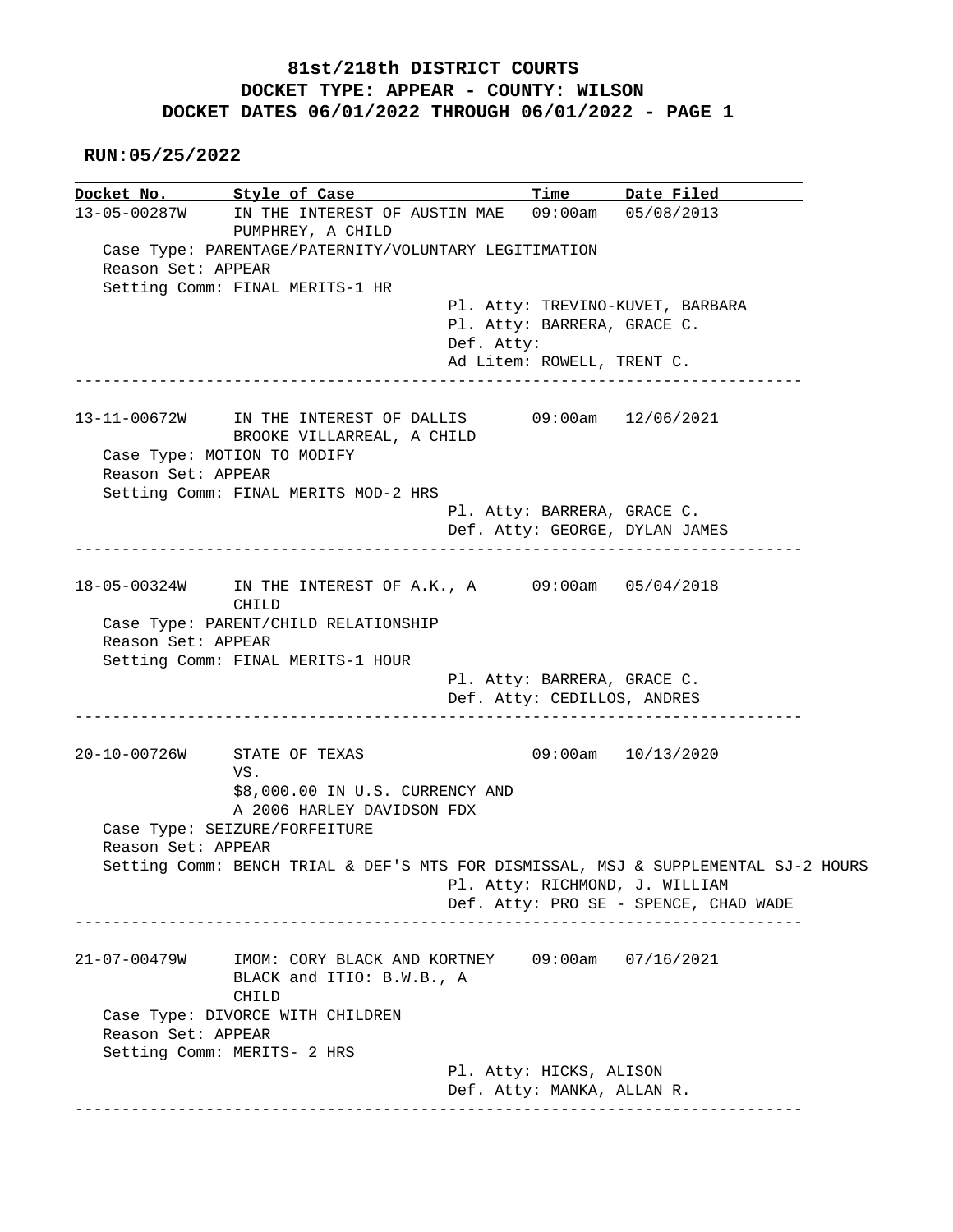# 81st/218th DISTRICT COURTS
## DOCKET TYPE: APPEAR - COUNTY: WILSON
## DOCKET DATES 06/01/2022 THROUGH 06/01/2022 - PAGE 1

**RUN:05/25/2022**

| Docket No. | Style of Case | Time | Date Filed |
|---|---|---|---|

**13-05-00287W** — IN THE INTEREST OF AUSTIN MAE PUMPHREY, A CHILD — 09:00am — 05/08/2013

Case Type: PARENTAGE/PATERNITY/VOLUNTARY LEGITIMATION
Reason Set: APPEAR
Setting Comm: FINAL MERITS-1 HR

Pl. Atty: TREVINO-KUVET, BARBARA
Pl. Atty: BARRERA, GRACE C.
Def. Atty:
Ad Litem: ROWELL, TRENT C.

---

**13-11-00672W** — IN THE INTEREST OF DALLIS BROOKE VILLARREAL, A CHILD — 09:00am — 12/06/2021

Case Type: MOTION TO MODIFY
Reason Set: APPEAR
Setting Comm: FINAL MERITS MOD-2 HRS

Pl. Atty: BARRERA, GRACE C.
Def. Atty: GEORGE, DYLAN JAMES

---

**18-05-00324W** — IN THE INTEREST OF A.K., A CHILD — 09:00am — 05/04/2018

Case Type: PARENT/CHILD RELATIONSHIP
Reason Set: APPEAR
Setting Comm: FINAL MERITS-1 HOUR

Pl. Atty: BARRERA, GRACE C.
Def. Atty: CEDILLOS, ANDRES

---

**20-10-00726W** — STATE OF TEXAS VS. $8,000.00 IN U.S. CURRENCY AND A 2006 HARLEY DAVIDSON FDX — 09:00am — 10/13/2020

Case Type: SEIZURE/FORFEITURE
Reason Set: APPEAR
Setting Comm: BENCH TRIAL & DEF'S MTS FOR DISMISSAL, MSJ & SUPPLEMENTAL SJ-2 HOURS

Pl. Atty: RICHMOND, J. WILLIAM
Def. Atty: PRO SE - SPENCE, CHAD WADE

---

**21-07-00479W** — IMOM: CORY BLACK AND KORTNEY BLACK and ITIO: B.W.B., A CHILD — 09:00am — 07/16/2021

Case Type: DIVORCE WITH CHILDREN
Reason Set: APPEAR
Setting Comm: MERITS- 2 HRS

Pl. Atty: HICKS, ALISON
Def. Atty: MANKA, ALLAN R.

---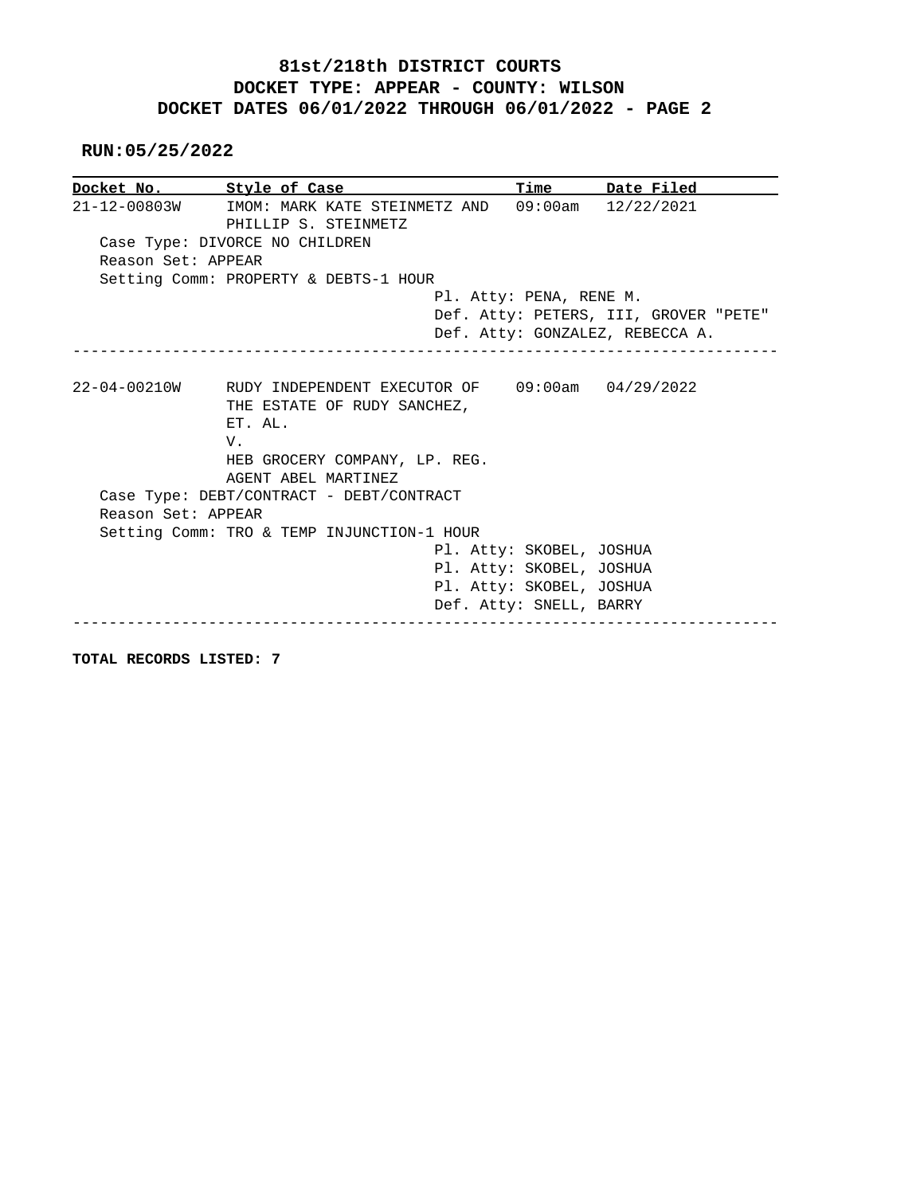**81st/218th DISTRICT COURTS**
**DOCKET TYPE: APPEAR - COUNTY: WILSON**
**DOCKET DATES 06/01/2022 THROUGH 06/01/2022 - PAGE 2**

**RUN:05/25/2022**

| Docket No. | Style of Case | Time | Date Filed |
|---|---|---|---|
| 21-12-00803W | IMOM: MARK KATE STEINMETZ AND PHILLIP S. STEINMETZ | 09:00am | 12/22/2021 |

Case Type: DIVORCE NO CHILDREN
Reason Set: APPEAR
Setting Comm: PROPERTY & DEBTS-1 HOUR

Pl. Atty: PENA, RENE M.
Def. Atty: PETERS, III, GROVER "PETE"
Def. Atty: GONZALEZ, REBECCA A.

---

| Docket No. | Style of Case | Time | Date Filed |
|---|---|---|---|
| 22-04-00210W | RUDY INDEPENDENT EXECUTOR OF THE ESTATE OF RUDY SANCHEZ, ET. AL. V. HEB GROCERY COMPANY, LP. REG. AGENT ABEL MARTINEZ | 09:00am | 04/29/2022 |

Case Type: DEBT/CONTRACT - DEBT/CONTRACT
Reason Set: APPEAR
Setting Comm: TRO & TEMP INJUNCTION-1 HOUR

Pl. Atty: SKOBEL, JOSHUA
Pl. Atty: SKOBEL, JOSHUA
Pl. Atty: SKOBEL, JOSHUA
Def. Atty: SNELL, BARRY

---

**TOTAL RECORDS LISTED: 7**